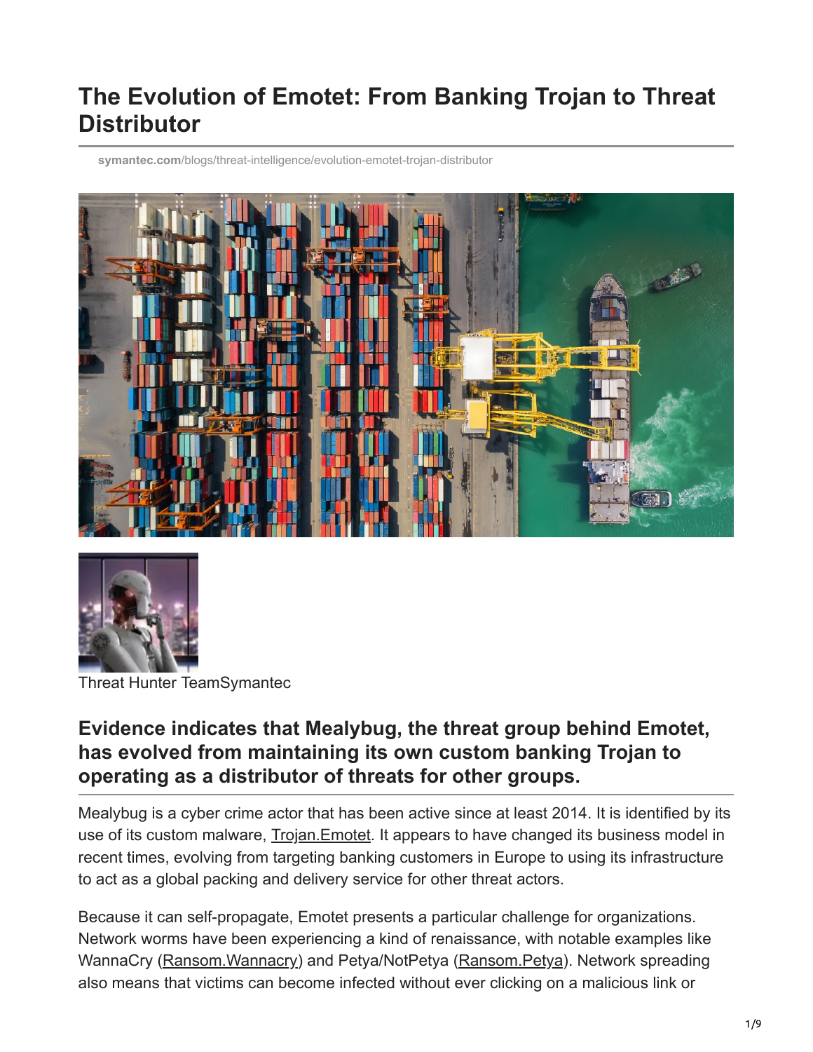# The Evolution of Emotet: From Banking Trojan to Threat Distributor

symantec.com/blogs/threat-intelligence/evolution-emotet-trojan-distributor

Threat Hunter TeamSymantec

## Evidence indicates that Mealybug, the threat group behind Emotet, has evolved from maintaining its own custom banking Trojan to operating as a distributor of threats for other groups.

Mealybug is a cyber crime actor that has been active since at least 2014. It is identified by its use of its custom malware, Trojan.Emotet. It appears to have changed its business model in recent times, evolving from targeting banking customers in Europe to using its infrastructure to act as a global packing and delivery service for other threat actors.

Because it can self-propagate, Emotet presents a particular challenge for organizations. Network worms have been experiencing a kind of renaissance, with notable examples like WannaCry (Ransom.Wannacry) and Petya/NotPetya (Ransom.Petya). Network spreading also means that victims can become infected without ever clicking on a malicious link or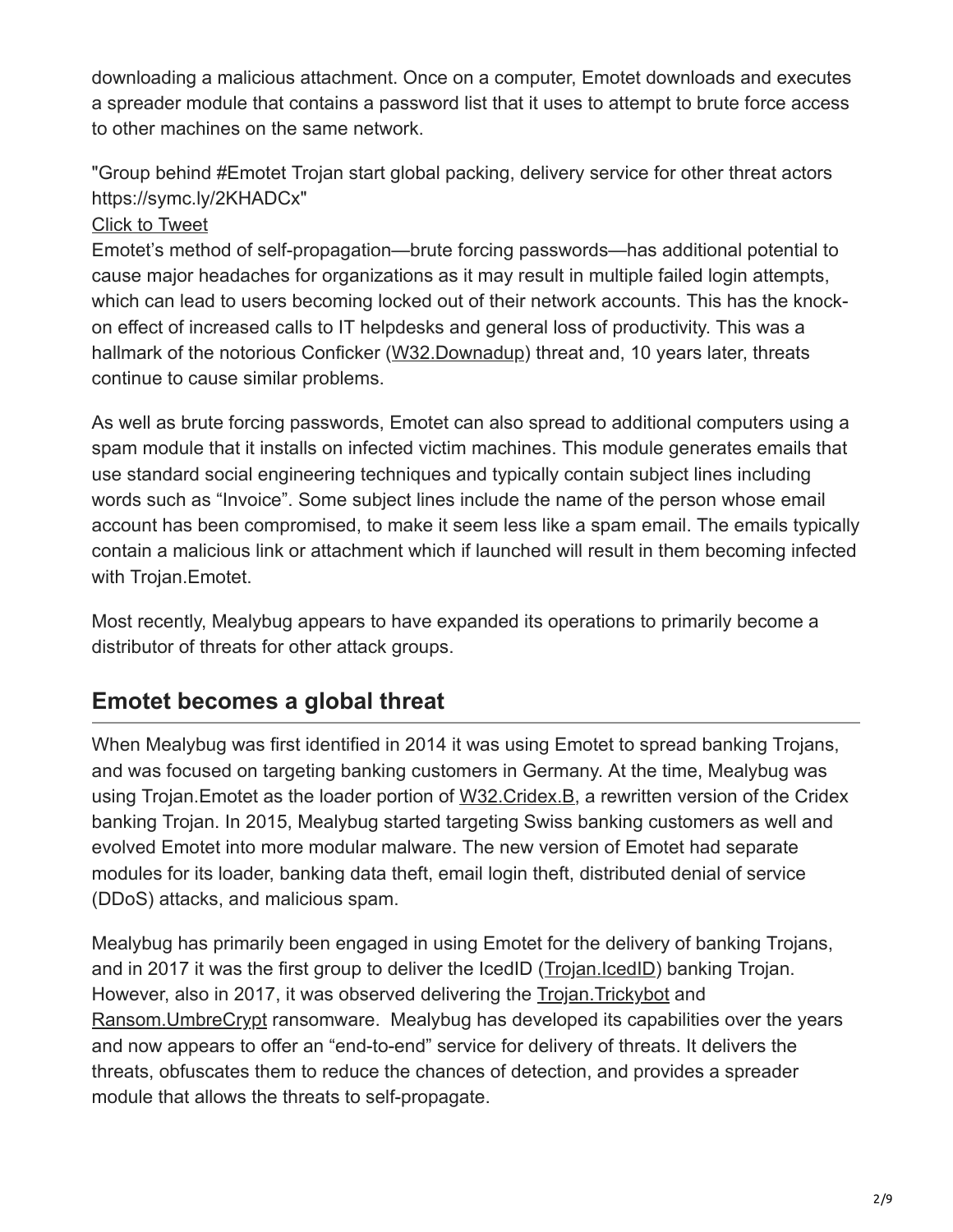downloading a malicious attachment. Once on a computer, Emotet downloads and executes a spreader module that contains a password list that it uses to attempt to brute force access to other machines on the same network.

"Group behind #Emotet Trojan start global packing, delivery service for other threat actors https://symc.ly/2KHADCx"

Click to Tweet

Emotet's method of self-propagation—brute forcing passwords—has additional potential to cause major headaches for organizations as it may result in multiple failed login attempts, which can lead to users becoming locked out of their network accounts. This has the knock-on effect of increased calls to IT helpdesks and general loss of productivity. This was a hallmark of the notorious Conficker (W32.Downadup) threat and, 10 years later, threats continue to cause similar problems.

As well as brute forcing passwords, Emotet can also spread to additional computers using a spam module that it installs on infected victim machines. This module generates emails that use standard social engineering techniques and typically contain subject lines including words such as "Invoice". Some subject lines include the name of the person whose email account has been compromised, to make it seem less like a spam email. The emails typically contain a malicious link or attachment which if launched will result in them becoming infected with Trojan.Emotet.

Most recently, Mealybug appears to have expanded its operations to primarily become a distributor of threats for other attack groups.

## Emotet becomes a global threat

When Mealybug was first identified in 2014 it was using Emotet to spread banking Trojans, and was focused on targeting banking customers in Germany. At the time, Mealybug was using Trojan.Emotet as the loader portion of W32.Cridex.B, a rewritten version of the Cridex banking Trojan. In 2015, Mealybug started targeting Swiss banking customers as well and evolved Emotet into more modular malware. The new version of Emotet had separate modules for its loader, banking data theft, email login theft, distributed denial of service (DDoS) attacks, and malicious spam.

Mealybug has primarily been engaged in using Emotet for the delivery of banking Trojans, and in 2017 it was the first group to deliver the IcedID (Trojan.IcedID) banking Trojan. However, also in 2017, it was observed delivering the Trojan.Trickybot and Ransom.UmbreCrypt ransomware. Mealybug has developed its capabilities over the years and now appears to offer an "end-to-end" service for delivery of threats. It delivers the threats, obfuscates them to reduce the chances of detection, and provides a spreader module that allows the threats to self-propagate.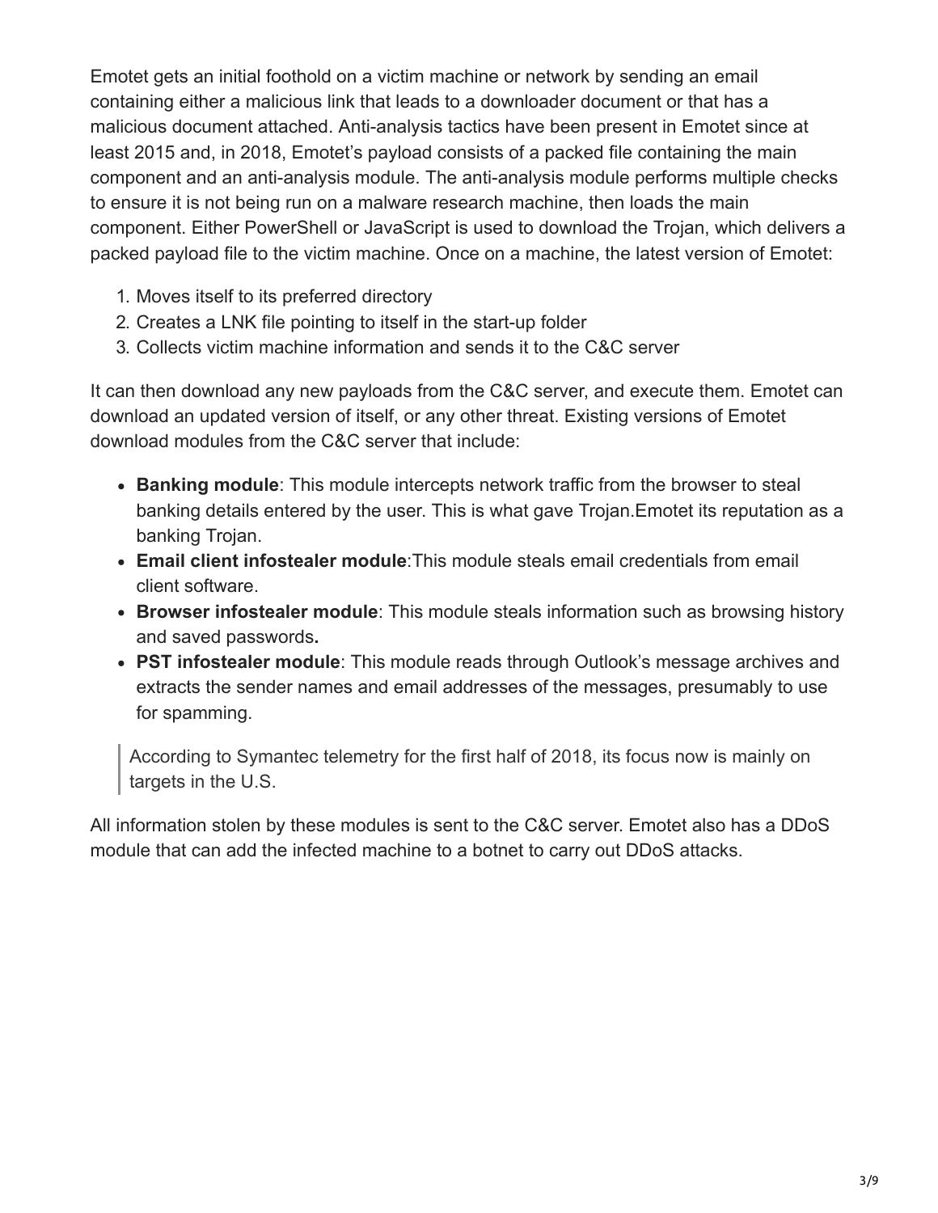Emotet gets an initial foothold on a victim machine or network by sending an email containing either a malicious link that leads to a downloader document or that has a malicious document attached. Anti-analysis tactics have been present in Emotet since at least 2015 and, in 2018, Emotet's payload consists of a packed file containing the main component and an anti-analysis module. The anti-analysis module performs multiple checks to ensure it is not being run on a malware research machine, then loads the main component. Either PowerShell or JavaScript is used to download the Trojan, which delivers a packed payload file to the victim machine. Once on a machine, the latest version of Emotet:

1. Moves itself to its preferred directory
2. Creates a LNK file pointing to itself in the start-up folder
3. Collects victim machine information and sends it to the C&C server

It can then download any new payloads from the C&C server, and execute them. Emotet can download an updated version of itself, or any other threat. Existing versions of Emotet download modules from the C&C server that include:

- **Banking module**: This module intercepts network traffic from the browser to steal banking details entered by the user. This is what gave Trojan.Emotet its reputation as a banking Trojan.
- **Email client infostealer module**:This module steals email credentials from email client software.
- **Browser infostealer module**: This module steals information such as browsing history and saved passwords**.**
- **PST infostealer module**: This module reads through Outlook's message archives and extracts the sender names and email addresses of the messages, presumably to use for spamming.

> According to Symantec telemetry for the first half of 2018, its focus now is mainly on targets in the U.S.

All information stolen by these modules is sent to the C&C server. Emotet also has a DDoS module that can add the infected machine to a botnet to carry out DDoS attacks.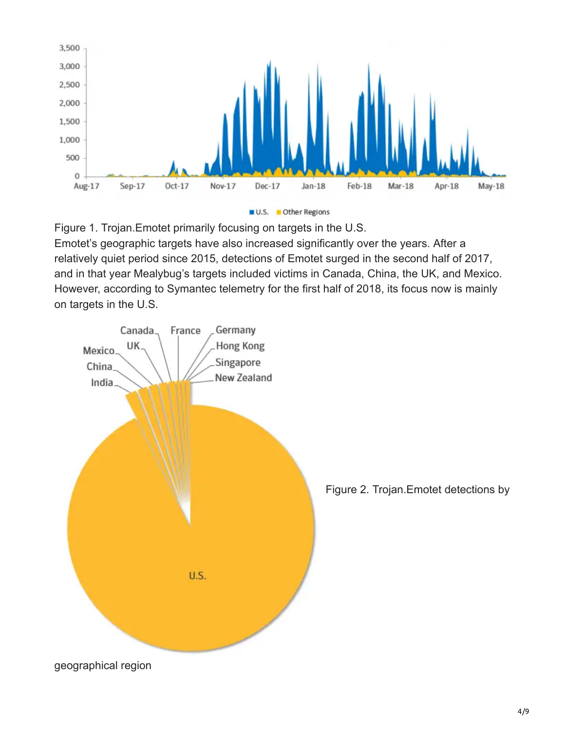Figure 1. Trojan.Emotet primarily focusing on targets in the U.S.

Emotet's geographic targets have also increased significantly over the years. After a relatively quiet period since 2015, detections of Emotet surged in the second half of 2017, and in that year Mealybug's targets included victims in Canada, China, the UK, and Mexico. However, according to Symantec telemetry for the first half of 2018, its focus now is mainly on targets in the U.S.

Figure 2. Trojan.Emotet detections by geographical region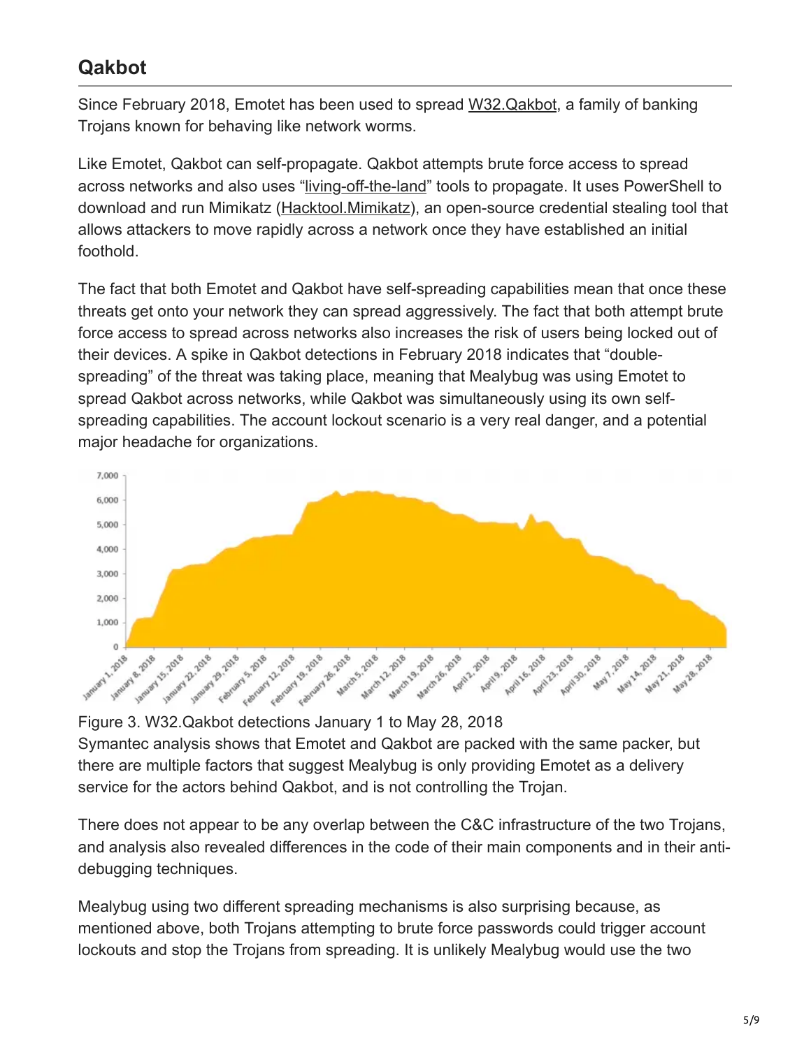## Qakbot

Since February 2018, Emotet has been used to spread W32.Qakbot, a family of banking Trojans known for behaving like network worms.

Like Emotet, Qakbot can self-propagate. Qakbot attempts brute force access to spread across networks and also uses "living-off-the-land" tools to propagate. It uses PowerShell to download and run Mimikatz (Hacktool.Mimikatz), an open-source credential stealing tool that allows attackers to move rapidly across a network once they have established an initial foothold.

The fact that both Emotet and Qakbot have self-spreading capabilities mean that once these threats get onto your network they can spread aggressively. The fact that both attempt brute force access to spread across networks also increases the risk of users being locked out of their devices. A spike in Qakbot detections in February 2018 indicates that "double-spreading" of the threat was taking place, meaning that Mealybug was using Emotet to spread Qakbot across networks, while Qakbot was simultaneously using its own self-spreading capabilities. The account lockout scenario is a very real danger, and a potential major headache for organizations.

Figure 3. W32.Qakbot detections January 1 to May 28, 2018

Symantec analysis shows that Emotet and Qakbot are packed with the same packer, but there are multiple factors that suggest Mealybug is only providing Emotet as a delivery service for the actors behind Qakbot, and is not controlling the Trojan.

There does not appear to be any overlap between the C&C infrastructure of the two Trojans, and analysis also revealed differences in the code of their main components and in their anti-debugging techniques.

Mealybug using two different spreading mechanisms is also surprising because, as mentioned above, both Trojans attempting to brute force passwords could trigger account lockouts and stop the Trojans from spreading. It is unlikely Mealybug would use the two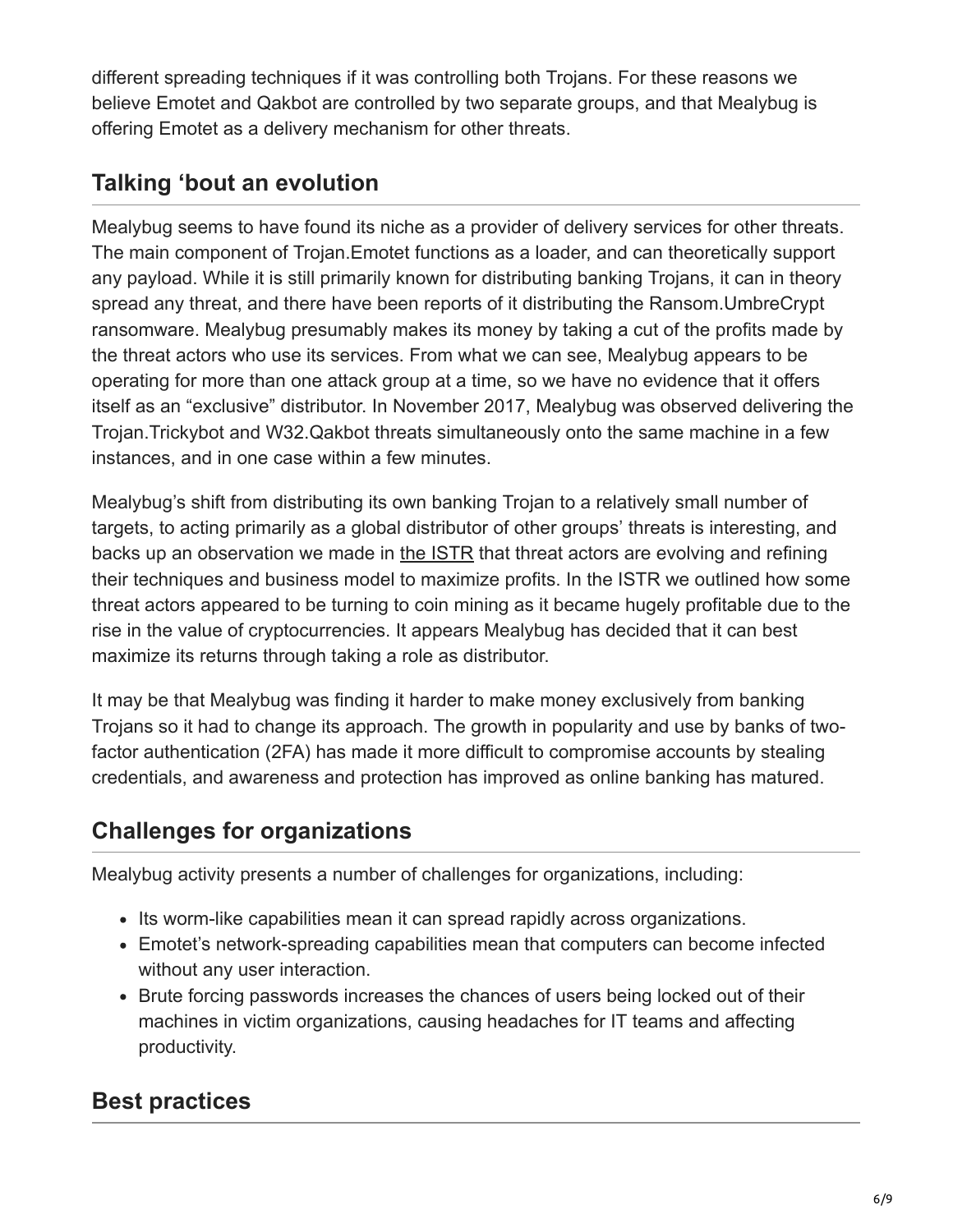different spreading techniques if it was controlling both Trojans. For these reasons we believe Emotet and Qakbot are controlled by two separate groups, and that Mealybug is offering Emotet as a delivery mechanism for other threats.

## Talking 'bout an evolution

Mealybug seems to have found its niche as a provider of delivery services for other threats. The main component of Trojan.Emotet functions as a loader, and can theoretically support any payload. While it is still primarily known for distributing banking Trojans, it can in theory spread any threat, and there have been reports of it distributing the Ransom.UmbreCrypt ransomware. Mealybug presumably makes its money by taking a cut of the profits made by the threat actors who use its services. From what we can see, Mealybug appears to be operating for more than one attack group at a time, so we have no evidence that it offers itself as an "exclusive" distributor. In November 2017, Mealybug was observed delivering the Trojan.Trickybot and W32.Qakbot threats simultaneously onto the same machine in a few instances, and in one case within a few minutes.

Mealybug's shift from distributing its own banking Trojan to a relatively small number of targets, to acting primarily as a global distributor of other groups' threats is interesting, and backs up an observation we made in the ISTR that threat actors are evolving and refining their techniques and business model to maximize profits. In the ISTR we outlined how some threat actors appeared to be turning to coin mining as it became hugely profitable due to the rise in the value of cryptocurrencies. It appears Mealybug has decided that it can best maximize its returns through taking a role as distributor.

It may be that Mealybug was finding it harder to make money exclusively from banking Trojans so it had to change its approach. The growth in popularity and use by banks of two-factor authentication (2FA) has made it more difficult to compromise accounts by stealing credentials, and awareness and protection has improved as online banking has matured.

## Challenges for organizations

Mealybug activity presents a number of challenges for organizations, including:

- Its worm-like capabilities mean it can spread rapidly across organizations.
- Emotet's network-spreading capabilities mean that computers can become infected without any user interaction.
- Brute forcing passwords increases the chances of users being locked out of their machines in victim organizations, causing headaches for IT teams and affecting productivity.

## Best practices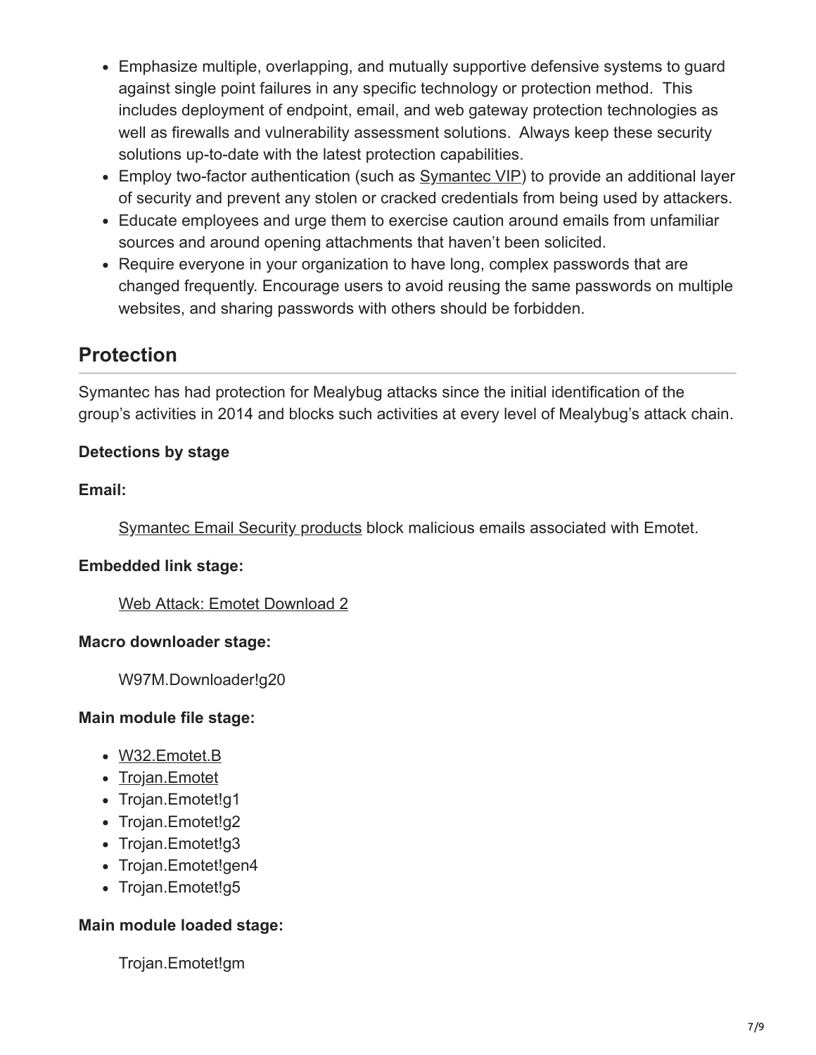- Emphasize multiple, overlapping, and mutually supportive defensive systems to guard against single point failures in any specific technology or protection method. This includes deployment of endpoint, email, and web gateway protection technologies as well as firewalls and vulnerability assessment solutions. Always keep these security solutions up-to-date with the latest protection capabilities.
- Employ two-factor authentication (such as Symantec VIP) to provide an additional layer of security and prevent any stolen or cracked credentials from being used by attackers.
- Educate employees and urge them to exercise caution around emails from unfamiliar sources and around opening attachments that haven't been solicited.
- Require everyone in your organization to have long, complex passwords that are changed frequently. Encourage users to avoid reusing the same passwords on multiple websites, and sharing passwords with others should be forbidden.

## Protection

Symantec has had protection for Mealybug attacks since the initial identification of the group's activities in 2014 and blocks such activities at every level of Mealybug's attack chain.

**Detections by stage**

**Email:**

Symantec Email Security products block malicious emails associated with Emotet.

**Embedded link stage:**

Web Attack: Emotet Download 2

**Macro downloader stage:**

W97M.Downloader!g20

**Main module file stage:**

- W32.Emotet.B
- Trojan.Emotet
- Trojan.Emotet!g1
- Trojan.Emotet!g2
- Trojan.Emotet!g3
- Trojan.Emotet!gen4
- Trojan.Emotet!g5

**Main module loaded stage:**

Trojan.Emotet!gm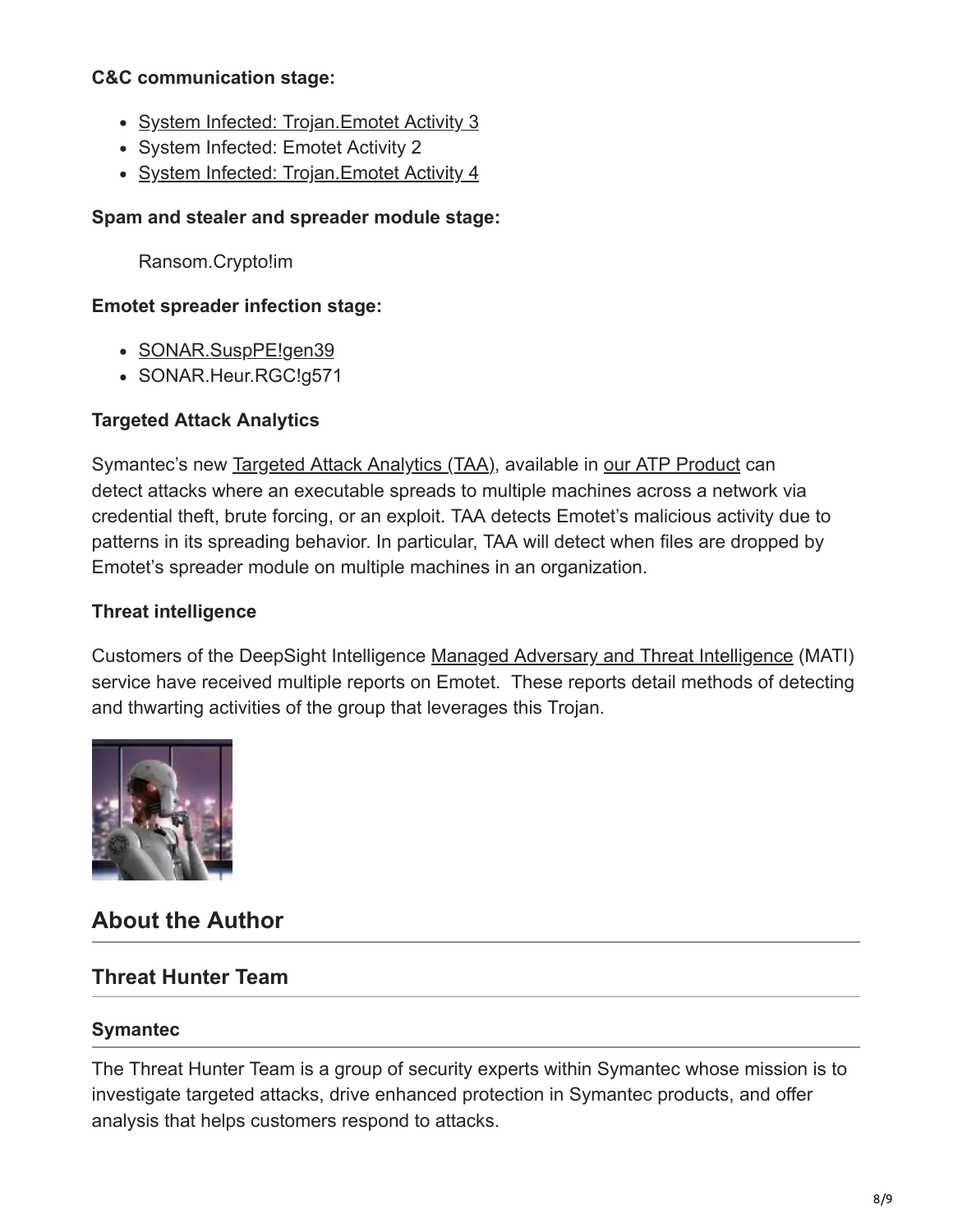**C&C communication stage:**

- System Infected: Trojan.Emotet Activity 3
- System Infected: Emotet Activity 2
- System Infected: Trojan.Emotet Activity 4

**Spam and stealer and spreader module stage:**

Ransom.Crypto!im

**Emotet spreader infection stage:**

- SONAR.SuspPE!gen39
- SONAR.Heur.RGC!g571

**Targeted Attack Analytics**

Symantec's new Targeted Attack Analytics (TAA), available in our ATP Product can detect attacks where an executable spreads to multiple machines across a network via credential theft, brute forcing, or an exploit. TAA detects Emotet's malicious activity due to patterns in its spreading behavior. In particular, TAA will detect when files are dropped by Emotet's spreader module on multiple machines in an organization.

**Threat intelligence**

Customers of the DeepSight Intelligence Managed Adversary and Threat Intelligence (MATI) service have received multiple reports on Emotet. These reports detail methods of detecting and thwarting activities of the group that leverages this Trojan.

## About the Author

### Threat Hunter Team

#### Symantec

The Threat Hunter Team is a group of security experts within Symantec whose mission is to investigate targeted attacks, drive enhanced protection in Symantec products, and offer analysis that helps customers respond to attacks.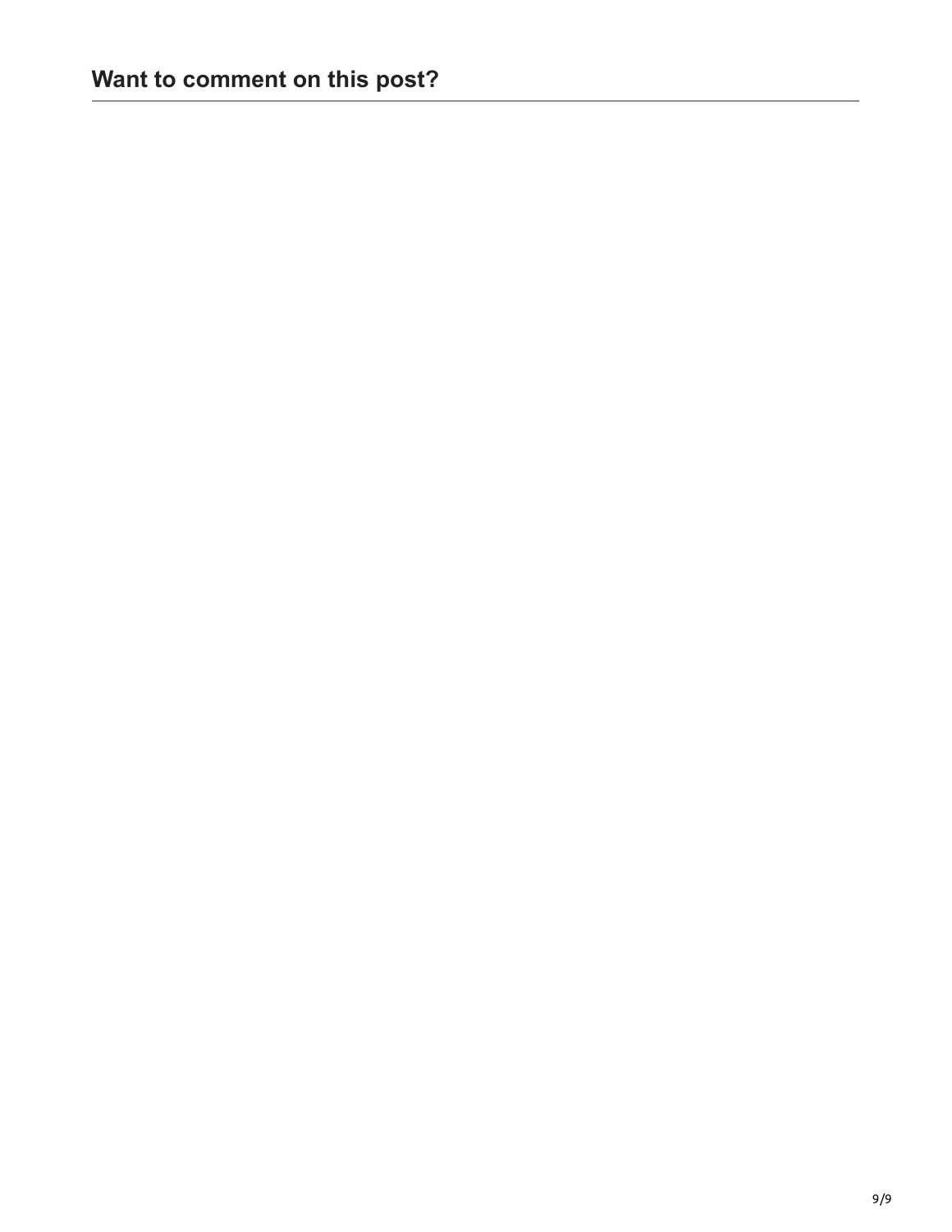## Want to comment on this post?